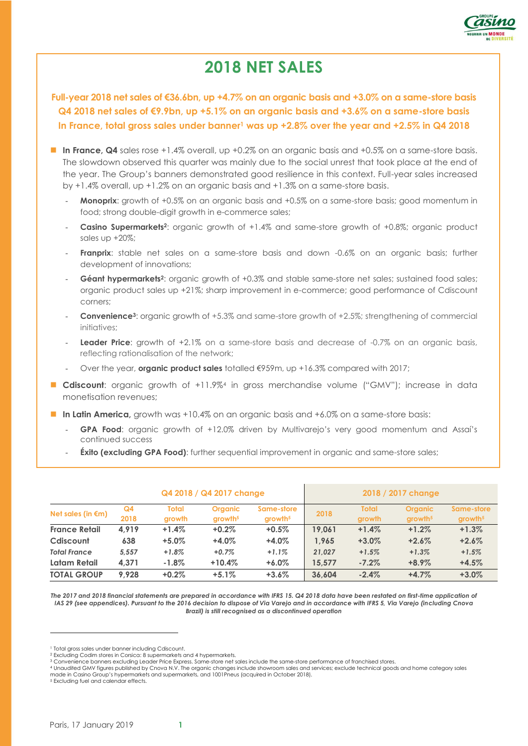# 2018 NET SALES

**Full-year 2018 net sales of €36.6bn, up +4.7% on an organic basis and +3.0% on a same-store basis**
**Q4 2018 net sales of €9.9bn, up +5.1% on an organic basis and +3.6% on a same-store basis**
**In France, total gross sales under banner[1] was up +2.8% over the year and +2.5% in Q4 2018**

- **In France, Q4** sales rose +1.4% overall, up +0.2% on an organic basis and +0.5% on a same-store basis. The slowdown observed this quarter was mainly due to the social unrest that took place at the end of the year. The Group's banners demonstrated good resilience in this context. Full-year sales increased by +1.4% overall, up +1.2% on an organic basis and +1.3% on a same-store basis.
  - **Monoprix**: growth of +0.5% on an organic basis and +0.5% on a same-store basis; good momentum in food; strong double-digit growth in e-commerce sales;
  - **Casino Supermarkets[2]**: organic growth of +1.4% and same-store growth of +0.8%; organic product sales up +20%;
  - **Franprix**: stable net sales on a same-store basis and down -0.6% on an organic basis; further development of innovations;
  - **Géant hypermarkets[2]**: organic growth of +0.3% and stable same-store net sales; sustained food sales; organic product sales up +21%; sharp improvement in e-commerce; good performance of Cdiscount corners;
  - **Convenience[3]**: organic growth of +5.3% and same-store growth of +2.5%; strengthening of commercial initiatives;
  - **Leader Price**: growth of +2.1% on a same-store basis and decrease of -0.7% on an organic basis, reflecting rationalisation of the network;
  - Over the year, **organic product sales** totalled €959m, up +16.3% compared with 2017;
- **Cdiscount**: organic growth of +11.9%[4] in gross merchandise volume ("GMV"); increase in data monetisation revenues;
- **In Latin America,** growth was +10.4% on an organic basis and +6.0% on a same-store basis:
  - **GPA Food**: organic growth of +12.0% driven by Multivarejo's very good momentum and Assaí's continued success
  - **Éxito (excluding GPA Food)**: further sequential improvement in organic and same-store sales;

| | Q4 2018 / Q4 2017 change | | | | 2018 / 2017 change | | | |
|---|---|---|---|---|---|---|---|---|
| Net sales (in €m) | Q4 2018 | Total growth | Organic growth[5] | Same-store growth[5] | 2018 | Total growth | Organic growth[5] | Same-store growth[5] |
| **France Retail** | 4,919 | +1.4% | +0.2% | +0.5% | 19,061 | +1.4% | +1.2% | +1.3% |
| **Cdiscount** | 638 | +5.0% | +4.0% | +4.0% | 1,965 | +3.0% | +2.6% | +2.6% |
| *Total France* | *5,557* | *+1.8%* | *+0.7%* | *+1.1%* | *21,027* | *+1.5%* | *+1.3%* | *+1.5%* |
| **Latam Retail** | 4,371 | -1.8% | +10.4% | +6.0% | 15,577 | -7.2% | +8.9% | +4.5% |
| **TOTAL GROUP** | **9,928** | **+0.2%** | **+5.1%** | **+3.6%** | **36,604** | **-2.4%** | **+4.7%** | **+3.0%** |

*The 2017 and 2018 financial statements are prepared in accordance with IFRS 15. Q4 2018 data have been restated on first-time application of IAS 29 (see appendices). Pursuant to the 2016 decision to dispose of Via Varejo and in accordance with IFRS 5, Via Varejo (including Cnova Brazil) is still recognised as a discontinued operation*

[1] Total gross sales under banner including Cdiscount.
[2] Excluding Codim stores in Corsica: 8 supermarkets and 4 hypermarkets.
[3] Convenience banners excluding Leader Price Express. Same-store net sales include the same-store performance of franchised stores.
[4] Unaudited GMV figures published by Cnova N.V. The organic changes include showroom sales and services; exclude technical goods and home category sales made in Casino Group's hypermarkets and supermarkets, and 1001Pneus (acquired in October 2018).
[5] Excluding fuel and calendar effects.

Paris, 17 January 2019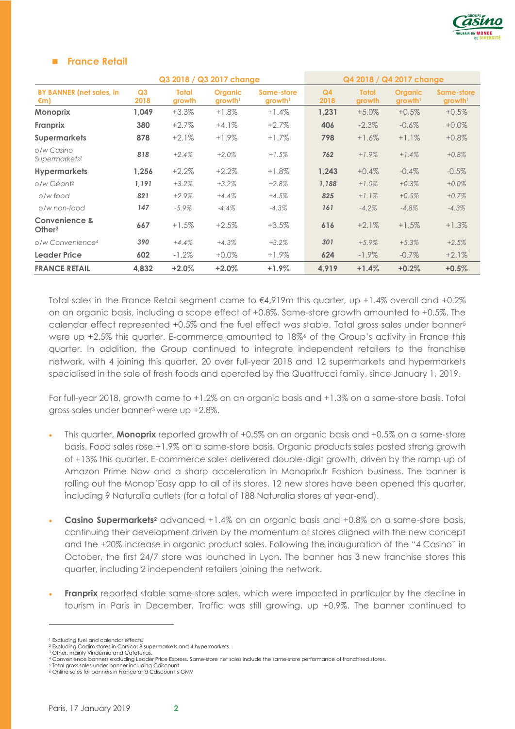## France Retail

| BY BANNER (net sales, in €m) | Q3 2018 / Q3 2017 change | | | | Q4 2018 / Q4 2017 change | | | |
|---|---|---|---|---|---|---|---|---|
| | Q3 2018 | Total growth | Organic growth[1] | Same-store growth[1] | Q4 2018 | Total growth | Organic growth[1] | Same-store growth[1] |
| **Monoprix** | **1,049** | +3.3% | +1.8% | +1.4% | **1,231** | +5.0% | +0.5% | +0.5% |
| **Franprix** | **380** | +2.7% | +4.1% | +2.7% | **406** | -2.3% | -0.6% | +0.0% |
| **Supermarkets** | **878** | +2.1% | +1.9% | +1.7% | **798** | +1.6% | +1.1% | +0.8% |
| *o/w Casino Supermarkets[2]* | *818* | *+2.4%* | *+2.0%* | *+1.5%* | *762* | *+1.9%* | *+1.4%* | *+0.8%* |
| **Hypermarkets** | **1,256** | +2.2% | +2.2% | +1.8% | **1,243** | +0.4% | -0.4% | -0.5% |
| *o/w Géant[2]* | *1,191* | *+3.2%* | *+3.2%* | *+2.8%* | *1,188* | *+1.0%* | *+0.3%* | *+0.0%* |
| *o/w food* | *821* | *+2.9%* | *+4.4%* | *+4.5%* | *825* | *+1.1%* | *+0.5%* | *+0.7%* |
| *o/w non-food* | *147* | *-5.9%* | *-4.4%* | *-4.3%* | *161* | *-4.2%* | *-4.8%* | *-4.3%* |
| **Convenience & Other[3]** | **667** | +1.5% | +2.5% | +3.5% | **616** | +2.1% | +1.5% | +1.3% |
| *o/w Convenience[4]* | *390* | *+4.4%* | *+4.3%* | *+3.2%* | *301* | *+5.9%* | *+5.3%* | *+2.5%* |
| **Leader Price** | **602** | -1.2% | +0.0% | +1.9% | **624** | -1.9% | -0.7% | +2.1% |
| **FRANCE RETAIL** | **4,832** | **+2.0%** | **+2.0%** | **+1.9%** | **4,919** | **+1.4%** | **+0.2%** | **+0.5%** |

Total sales in the France Retail segment came to €4,919m this quarter, up +1.4% overall and +0.2% on an organic basis, including a scope effect of +0.8%. Same-store growth amounted to +0.5%. The calendar effect represented +0.5% and the fuel effect was stable. Total gross sales under banner[5] were up +2.5% this quarter. E-commerce amounted to 18%[6] of the Group's activity in France this quarter. In addition, the Group continued to integrate independent retailers to the franchise network, with 4 joining this quarter, 20 over full-year 2018 and 12 supermarkets and hypermarkets specialised in the sale of fresh foods and operated by the Quattrucci family, since January 1, 2019.

For full-year 2018, growth came to +1.2% on an organic basis and +1.3% on a same-store basis. Total gross sales under banner[5] were up +2.8%.

- This quarter, **Monoprix** reported growth of +0.5% on an organic basis and +0.5% on a same-store basis. Food sales rose +1.9% on a same-store basis. Organic products sales posted strong growth of +13% this quarter. E-commerce sales delivered double-digit growth, driven by the ramp-up of Amazon Prime Now and a sharp acceleration in Monoprix.fr Fashion business. The banner is rolling out the Monop'Easy app to all of its stores. 12 new stores have been opened this quarter, including 9 Naturalia outlets (for a total of 188 Naturalia stores at year-end).
- **Casino Supermarkets[2]** advanced +1.4% on an organic basis and +0.8% on a same-store basis, continuing their development driven by the momentum of stores aligned with the new concept and the +20% increase in organic product sales. Following the inauguration of the "4 Casino" in October, the first 24/7 store was launched in Lyon. The banner has 3 new franchise stores this quarter, including 2 independent retailers joining the network.
- **Franprix** reported stable same-store sales, which were impacted in particular by the decline in tourism in Paris in December. Traffic was still growing, up +0.9%. The banner continued to

[1] Excluding fuel and calendar effects.
[2] Excluding Codim stores in Corsica: 8 supermarkets and 4 hypermarkets.
[3] Other: mainly Vindémia and Cafeterias.
[4] Convenience banners excluding Leader Price Express. Same-store net sales include the same-store performance of franchised stores.
[5] Total gross sales under banner including Cdiscount
[6] Online sales for banners in France and Cdiscount's GMV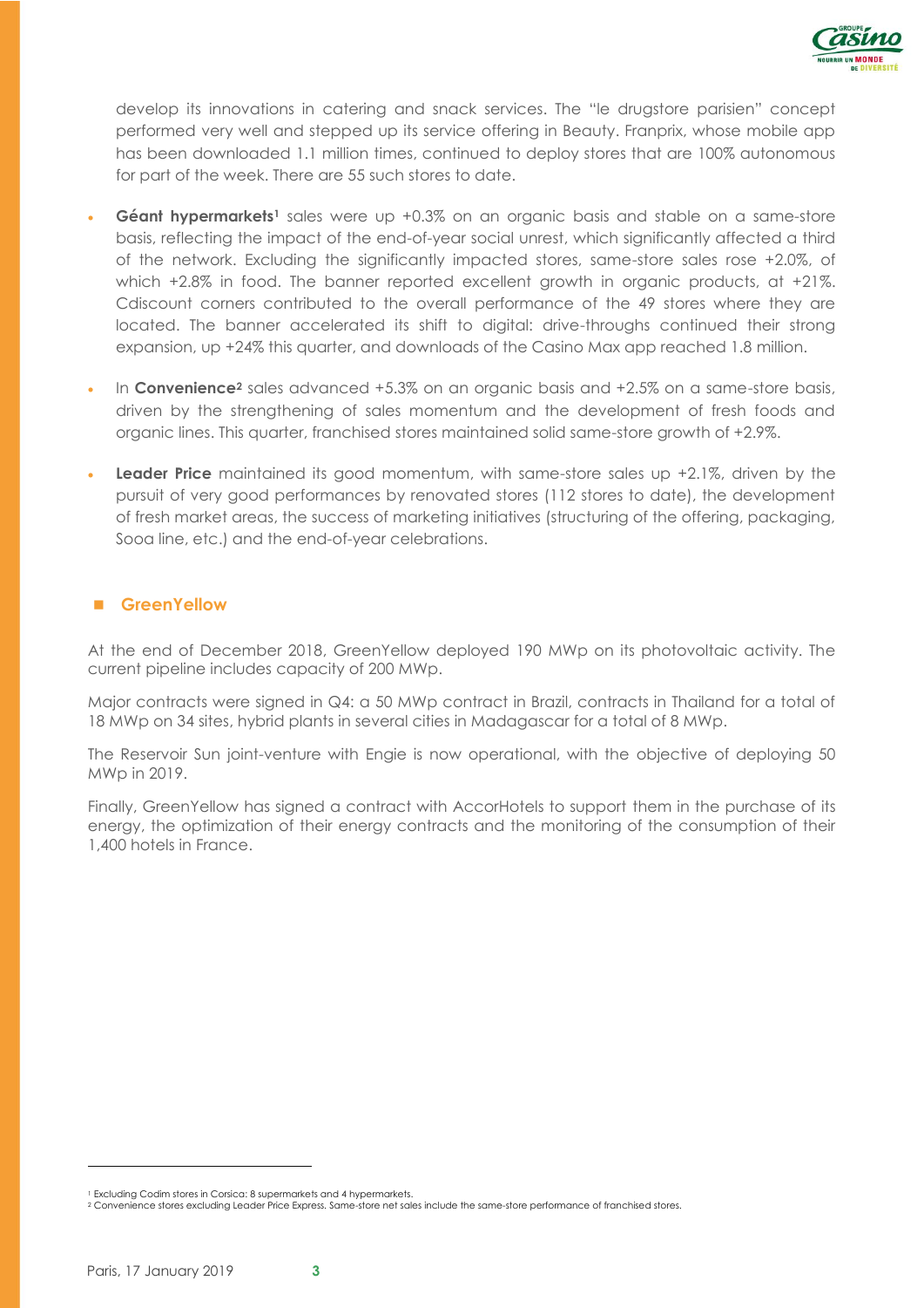develop its innovations in catering and snack services. The "le drugstore parisien" concept performed very well and stepped up its service offering in Beauty. Franprix, whose mobile app has been downloaded 1.1 million times, continued to deploy stores that are 100% autonomous for part of the week. There are 55 such stores to date.

- **Géant hypermarkets**[1] sales were up +0.3% on an organic basis and stable on a same-store basis, reflecting the impact of the end-of-year social unrest, which significantly affected a third of the network. Excluding the significantly impacted stores, same-store sales rose +2.0%, of which +2.8% in food. The banner reported excellent growth in organic products, at +21%. Cdiscount corners contributed to the overall performance of the 49 stores where they are located. The banner accelerated its shift to digital: drive-throughs continued their strong expansion, up +24% this quarter, and downloads of the Casino Max app reached 1.8 million.
- In **Convenience**[2] sales advanced +5.3% on an organic basis and +2.5% on a same-store basis, driven by the strengthening of sales momentum and the development of fresh foods and organic lines. This quarter, franchised stores maintained solid same-store growth of +2.9%.
- **Leader Price** maintained its good momentum, with same-store sales up +2.1%, driven by the pursuit of very good performances by renovated stores (112 stores to date), the development of fresh market areas, the success of marketing initiatives (structuring of the offering, packaging, Sooa line, etc.) and the end-of-year celebrations.

## GreenYellow

At the end of December 2018, GreenYellow deployed 190 MWp on its photovoltaic activity. The current pipeline includes capacity of 200 MWp.

Major contracts were signed in Q4: a 50 MWp contract in Brazil, contracts in Thailand for a total of 18 MWp on 34 sites, hybrid plants in several cities in Madagascar for a total of 8 MWp.

The Reservoir Sun joint-venture with Engie is now operational, with the objective of deploying 50 MWp in 2019.

Finally, GreenYellow has signed a contract with AccorHotels to support them in the purchase of its energy, the optimization of their energy contracts and the monitoring of the consumption of their 1,400 hotels in France.

---

[1] Excluding Codim stores in Corsica: 8 supermarkets and 4 hypermarkets.

[2] Convenience stores excluding Leader Price Express. Same-store net sales include the same-store performance of franchised stores.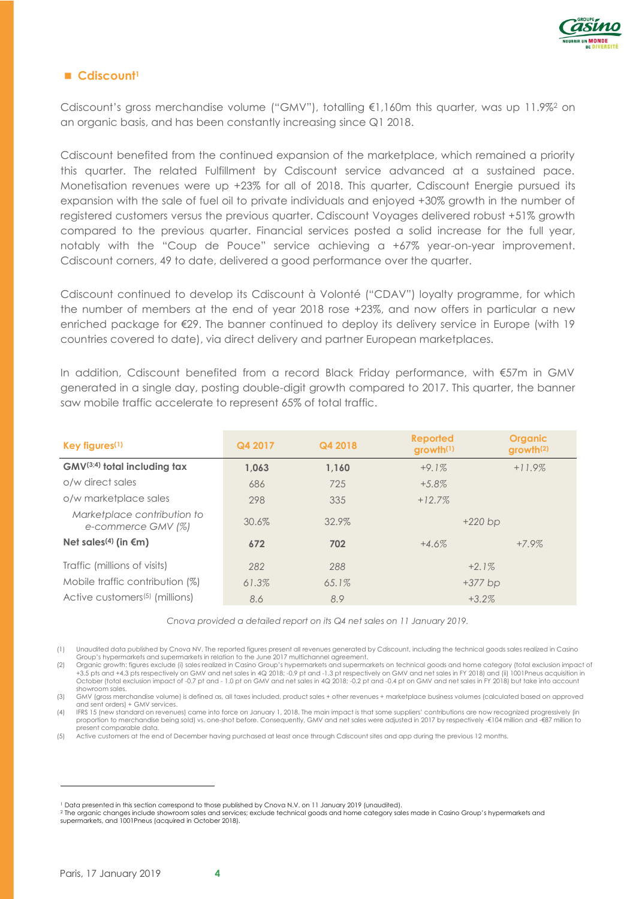## ■ Cdiscount[1]

Cdiscount's gross merchandise volume ("GMV"), totalling €1,160m this quarter, was up 11.9%[2] on an organic basis, and has been constantly increasing since Q1 2018.

Cdiscount benefited from the continued expansion of the marketplace, which remained a priority this quarter. The related Fulfillment by Cdiscount service advanced at a sustained pace. Monetisation revenues were up +23% for all of 2018. This quarter, Cdiscount Energie pursued its expansion with the sale of fuel oil to private individuals and enjoyed +30% growth in the number of registered customers versus the previous quarter. Cdiscount Voyages delivered robust +51% growth compared to the previous quarter. Financial services posted a solid increase for the full year, notably with the "Coup de Pouce" service achieving a +67% year-on-year improvement. Cdiscount corners, 49 to date, delivered a good performance over the quarter.

Cdiscount continued to develop its Cdiscount à Volonté ("CDAV") loyalty programme, for which the number of members at the end of year 2018 rose +23%, and now offers in particular a new enriched package for €29. The banner continued to deploy its delivery service in Europe (with 19 countries covered to date), via direct delivery and partner European marketplaces.

In addition, Cdiscount benefited from a record Black Friday performance, with €57m in GMV generated in a single day, posting double-digit growth compared to 2017. This quarter, the banner saw mobile traffic accelerate to represent 65% of total traffic.

| Key figures(1) | Q4 2017 | Q4 2018 | Reported growth(1) | Organic growth(2) |
|---|---|---|---|---|
| **GMV(3;4) total including tax** | **1,063** | **1,160** | *+9.1%* | *+11.9%* |
| o/w direct sales | 686 | 725 | *+5.8%* | |
| o/w marketplace sales | 298 | 335 | *+12.7%* | |
| *Marketplace contribution to e-commerce GMV (%)* | 30.6% | 32.9% | *+220 bp* | |
| **Net sales(4) (in €m)** | **672** | **702** | *+4.6%* | *+7.9%* |
| Traffic (millions of visits) | *282* | *288* | *+2.1%* | |
| Mobile traffic contribution (%) | *61.3%* | *65.1%* | *+377 bp* | |
| Active customers(5) (millions) | *8.6* | *8.9* | *+3.2%* | |

*Cnova provided a detailed report on its Q4 net sales on 11 January 2019.*

(1) Unaudited data published by Cnova NV. The reported figures present all revenues generated by Cdiscount, including the technical goods sales realized in Casino Group's hypermarkets and supermarkets in relation to the June 2017 multichannel agreement.
(2) Organic growth: figures exclude (i) sales realized in Casino Group's hypermarkets and supermarkets on technical goods and home category (total exclusion impact of +3.5 pts and +4.3 pts respectively on GMV and net sales in 4Q 2018; -0.9 pt and -1.3 pt respectively on GMV and net sales in FY 2018) and (ii) 1001Pneus acquisition in October (total exclusion impact of -0.7 pt and - 1.0 pt on GMV and net sales in 4Q 2018; -0.2 pt and -0.4 pt on GMV and net sales in FY 2018) but take into account showroom sales.
(3) GMV (gross merchandise volume) is defined as, all taxes included, product sales + other revenues + marketplace business volumes (calculated based on approved and sent orders) + GMV services.
(4) IFRS 15 (new standard on revenues) came into force on January 1, 2018. The main impact is that some suppliers' contributions are now recognized progressively (in proportion to merchandise being sold) vs. one-shot before. Consequently, GMV and net sales were adjusted in 2017 by respectively -€104 million and -€87 million to present comparable data.
(5) Active customers at the end of December having purchased at least once through Cdiscount sites and app during the previous 12 months.

---

[1] Data presented in this section correspond to those published by Cnova N.V. on 11 January 2019 (unaudited).
[2] The organic changes include showroom sales and services; exclude technical goods and home category sales made in Casino Group's hypermarkets and supermarkets, and 1001Pneus (acquired in October 2018).

Paris, 17 January 2019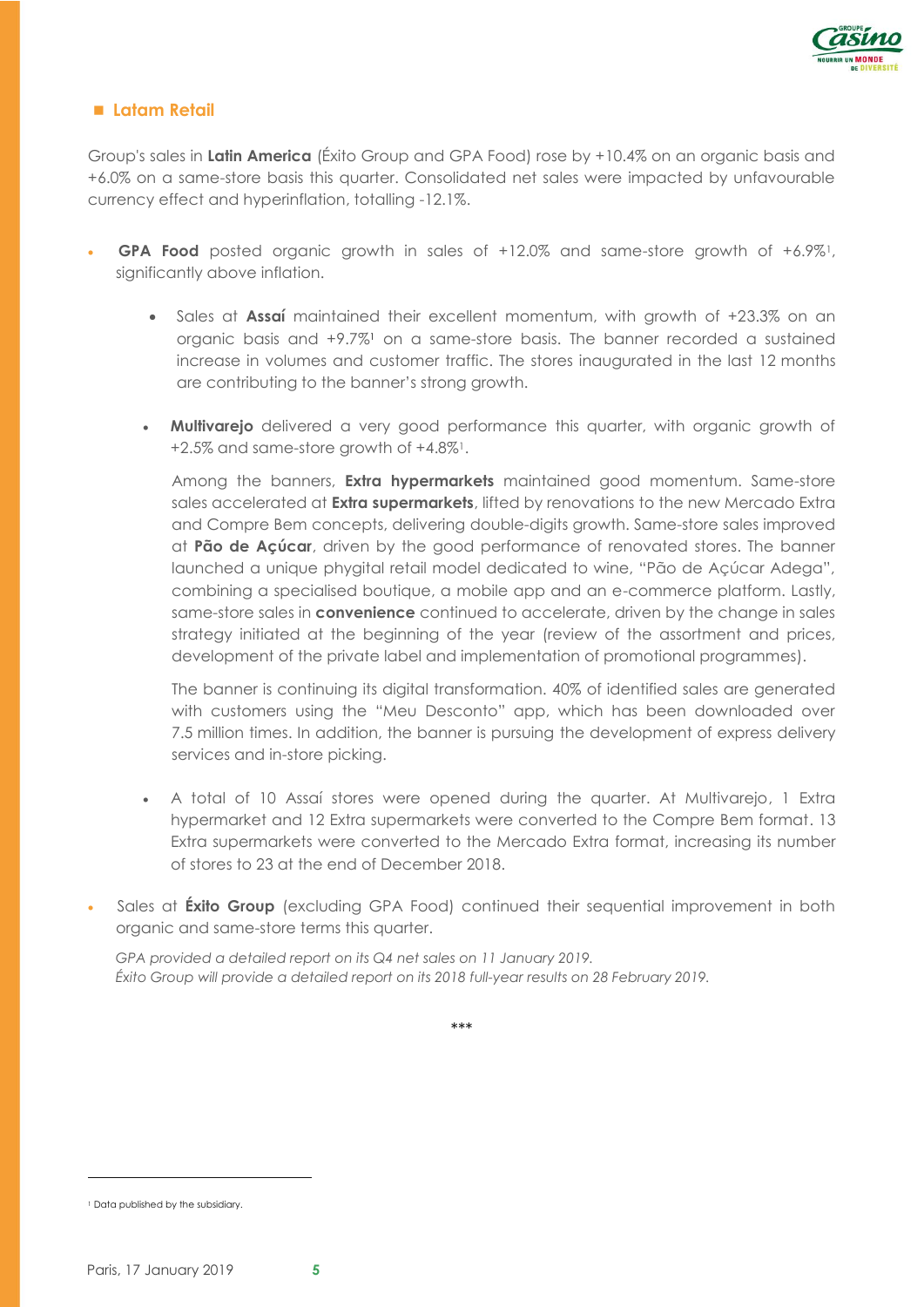## Latam Retail

Group's sales in **Latin America** (Éxito Group and GPA Food) rose by +10.4% on an organic basis and +6.0% on a same-store basis this quarter. Consolidated net sales were impacted by unfavourable currency effect and hyperinflation, totalling -12.1%.

- **GPA Food** posted organic growth in sales of +12.0% and same-store growth of +6.9%[1], significantly above inflation.
  - Sales at **Assaí** maintained their excellent momentum, with growth of +23.3% on an organic basis and +9.7%[1] on a same-store basis. The banner recorded a sustained increase in volumes and customer traffic. The stores inaugurated in the last 12 months are contributing to the banner's strong growth.
  - **Multivarejo** delivered a very good performance this quarter, with organic growth of +2.5% and same-store growth of +4.8%[1].

    Among the banners, **Extra hypermarkets** maintained good momentum. Same-store sales accelerated at **Extra supermarkets**, lifted by renovations to the new Mercado Extra and Compre Bem concepts, delivering double-digits growth. Same-store sales improved at **Pão de Açúcar**, driven by the good performance of renovated stores. The banner launched a unique phygital retail model dedicated to wine, "Pão de Açúcar Adega", combining a specialised boutique, a mobile app and an e-commerce platform. Lastly, same-store sales in **convenience** continued to accelerate, driven by the change in sales strategy initiated at the beginning of the year (review of the assortment and prices, development of the private label and implementation of promotional programmes).

    The banner is continuing its digital transformation. 40% of identified sales are generated with customers using the "Meu Desconto" app, which has been downloaded over 7.5 million times. In addition, the banner is pursuing the development of express delivery services and in-store picking.
  - A total of 10 Assaí stores were opened during the quarter. At Multivarejo, 1 Extra hypermarket and 12 Extra supermarkets were converted to the Compre Bem format. 13 Extra supermarkets were converted to the Mercado Extra format, increasing its number of stores to 23 at the end of December 2018.
- Sales at **Éxito Group** (excluding GPA Food) continued their sequential improvement in both organic and same-store terms this quarter.

  *GPA provided a detailed report on its Q4 net sales on 11 January 2019.*
  *Éxito Group will provide a detailed report on its 2018 full-year results on 28 February 2019.*

***

[1] Data published by the subsidiary.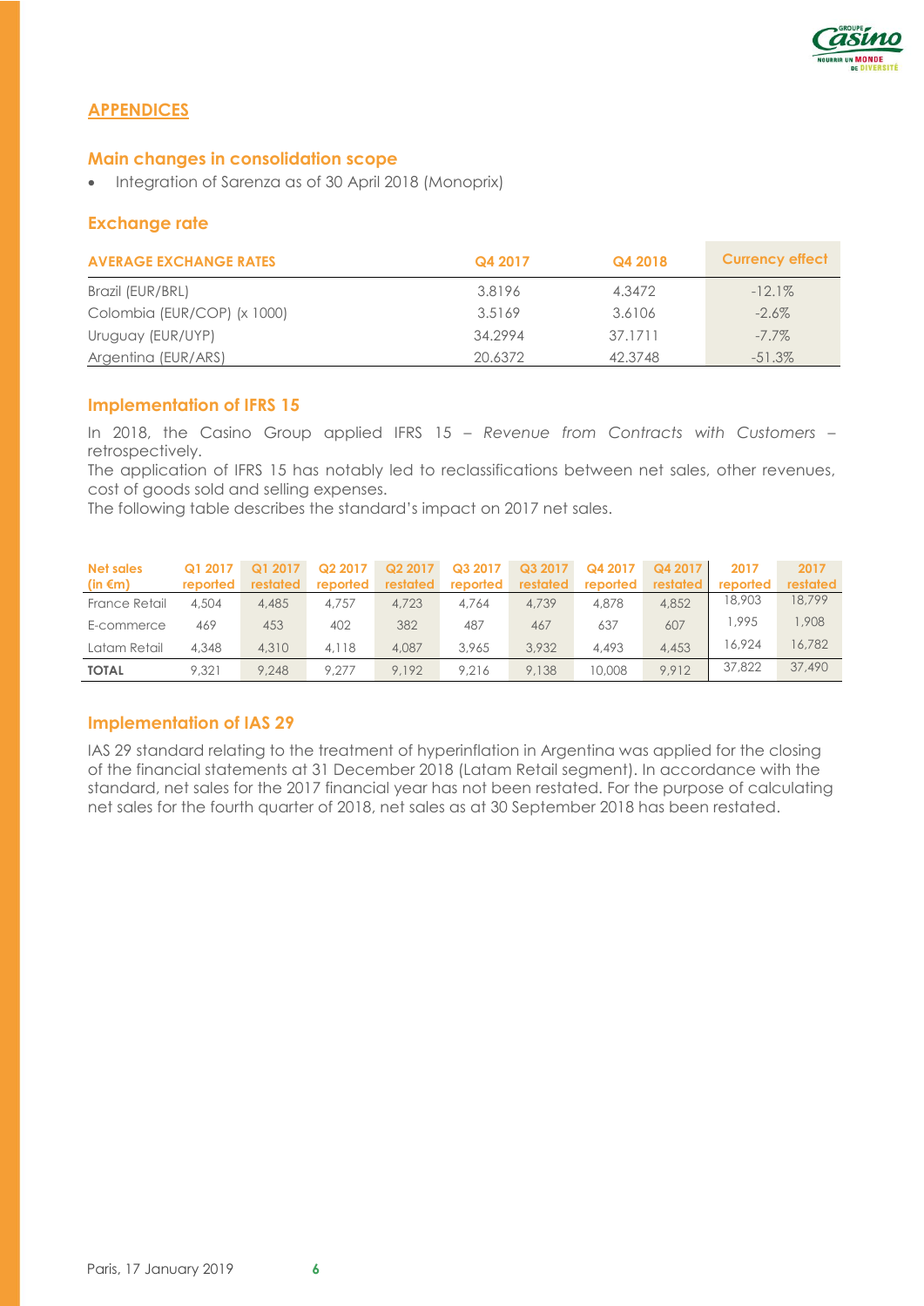## APPENDICES

### Main changes in consolidation scope

- Integration of Sarenza as of 30 April 2018 (Monoprix)

### Exchange rate

| AVERAGE EXCHANGE RATES | Q4 2017 | Q4 2018 | Currency effect |
|---|---|---|---|
| Brazil (EUR/BRL) | 3.8196 | 4.3472 | -12.1% |
| Colombia (EUR/COP) (x 1000) | 3.5169 | 3.6106 | -2.6% |
| Uruguay (EUR/UYP) | 34.2994 | 37.1711 | -7.7% |
| Argentina (EUR/ARS) | 20.6372 | 42.3748 | -51.3% |

### Implementation of IFRS 15

In 2018, the Casino Group applied IFRS 15 – *Revenue from Contracts with Customers* – retrospectively.

The application of IFRS 15 has notably led to reclassifications between net sales, other revenues, cost of goods sold and selling expenses.

The following table describes the standard's impact on 2017 net sales.

| Net sales (in €m) | Q1 2017 reported | Q1 2017 restated | Q2 2017 reported | Q2 2017 restated | Q3 2017 reported | Q3 2017 restated | Q4 2017 reported | Q4 2017 restated | 2017 reported | 2017 restated |
|---|---|---|---|---|---|---|---|---|---|---|
| France Retail | 4,504 | 4,485 | 4,757 | 4,723 | 4,764 | 4,739 | 4,878 | 4,852 | 18,903 | 18,799 |
| E-commerce | 469 | 453 | 402 | 382 | 487 | 467 | 637 | 607 | 1,995 | 1,908 |
| Latam Retail | 4,348 | 4,310 | 4,118 | 4,087 | 3,965 | 3,932 | 4,493 | 4,453 | 16,924 | 16,782 |
| **TOTAL** | 9,321 | 9,248 | 9,277 | 9,192 | 9,216 | 9,138 | 10,008 | 9,912 | 37,822 | 37,490 |

### Implementation of IAS 29

IAS 29 standard relating to the treatment of hyperinflation in Argentina was applied for the closing of the financial statements at 31 December 2018 (Latam Retail segment). In accordance with the standard, net sales for the 2017 financial year has not been restated. For the purpose of calculating net sales for the fourth quarter of 2018, net sales as at 30 September 2018 has been restated.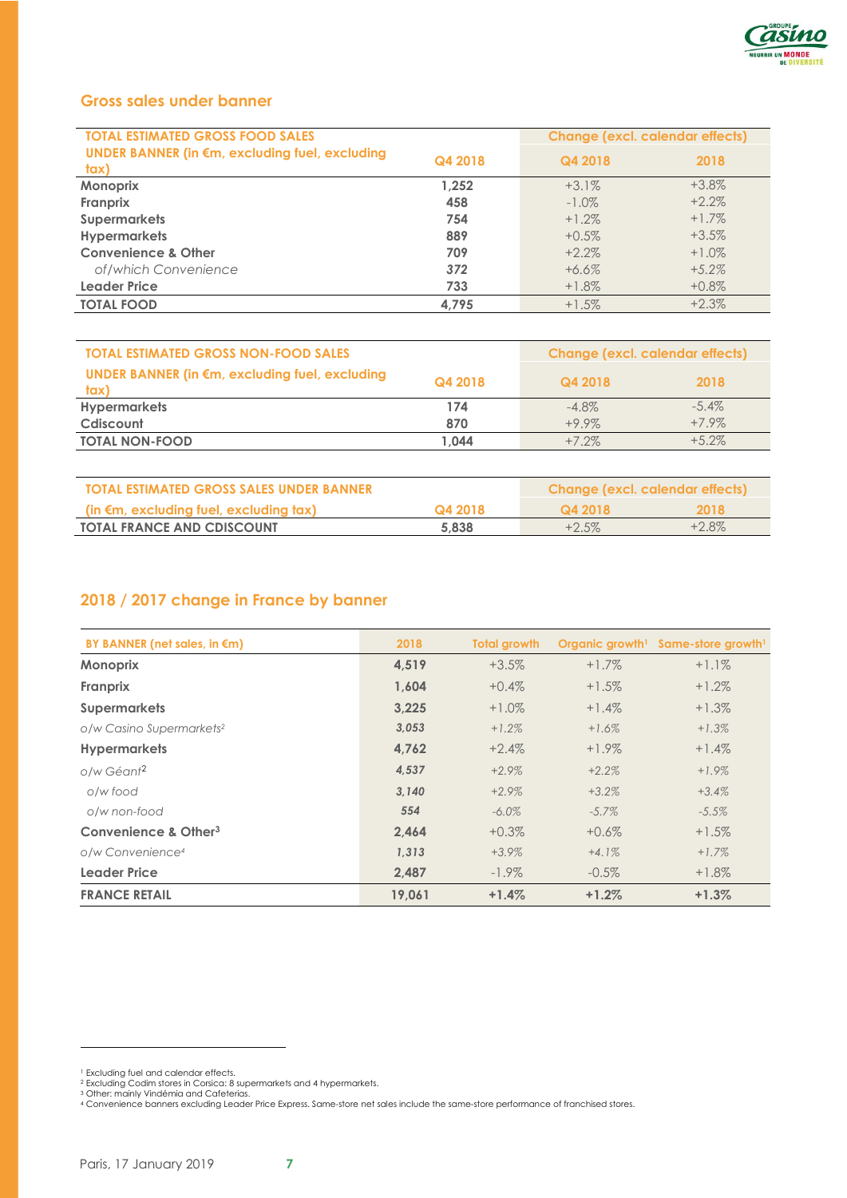## Gross sales under banner

| TOTAL ESTIMATED GROSS FOOD SALES UNDER BANNER (in €m, excluding fuel, excluding tax) | Q4 2018 | Change (excl. calendar effects) Q4 2018 | 2018 |
|---|---|---|---|
| **Monoprix** | **1,252** | +3.1% | +3.8% |
| **Franprix** | **458** | -1.0% | +2.2% |
| **Supermarkets** | **754** | +1.2% | +1.7% |
| **Hypermarkets** | **889** | +0.5% | +3.5% |
| **Convenience & Other** | **709** | +2.2% | +1.0% |
| *of/which Convenience* | **372** | +6.6% | +5.2% |
| **Leader Price** | **733** | +1.8% | +0.8% |
| **TOTAL FOOD** | **4,795** | +1.5% | +2.3% |

| TOTAL ESTIMATED GROSS NON-FOOD SALES UNDER BANNER (in €m, excluding fuel, excluding tax) | Q4 2018 | Change (excl. calendar effects) Q4 2018 | 2018 |
|---|---|---|---|
| **Hypermarkets** | **174** | -4.8% | -5.4% |
| **Cdiscount** | **870** | +9.9% | +7.9% |
| **TOTAL NON-FOOD** | **1,044** | +7.2% | +5.2% |

| TOTAL ESTIMATED GROSS SALES UNDER BANNER (in €m, excluding fuel, excluding tax) | Q4 2018 | Change (excl. calendar effects) Q4 2018 | 2018 |
|---|---|---|---|
| **TOTAL FRANCE AND CDISCOUNT** | **5,838** | +2.5% | +2.8% |

## 2018 / 2017 change in France by banner

| BY BANNER (net sales, in €m) | 2018 | Total growth | Organic growth[1] | Same-store growth[1] |
|---|---|---|---|---|
| **Monoprix** | **4,519** | +3.5% | +1.7% | +1.1% |
| **Franprix** | **1,604** | +0.4% | +1.5% | +1.2% |
| **Supermarkets** | **3,225** | +1.0% | +1.4% | +1.3% |
| *o/w Casino Supermarkets[2]* | ***3,053*** | *+1.2%* | *+1.6%* | *+1.3%* |
| **Hypermarkets** | **4,762** | +2.4% | +1.9% | +1.4% |
| *o/w Géant[2]* | ***4,537*** | *+2.9%* | *+2.2%* | *+1.9%* |
| *o/w food* | ***3,140*** | *+2.9%* | *+3.2%* | *+3.4%* |
| *o/w non-food* | ***554*** | *-6.0%* | *-5.7%* | *-5.5%* |
| **Convenience & Other[3]** | **2,464** | +0.3% | +0.6% | +1.5% |
| *o/w Convenience[4]* | ***1,313*** | *+3.9%* | *+4.1%* | *+1.7%* |
| **Leader Price** | **2,487** | -1.9% | -0.5% | +1.8% |
| **FRANCE RETAIL** | **19,061** | **+1.4%** | **+1.2%** | **+1.3%** |

[1] Excluding fuel and calendar effects.
[2] Excluding Codim stores in Corsica: 8 supermarkets and 4 hypermarkets.
[3] Other: mainly Vindémia and Cafeterias.
[4] Convenience banners excluding Leader Price Express. Same-store net sales include the same-store performance of franchised stores.

Paris, 17 January 2019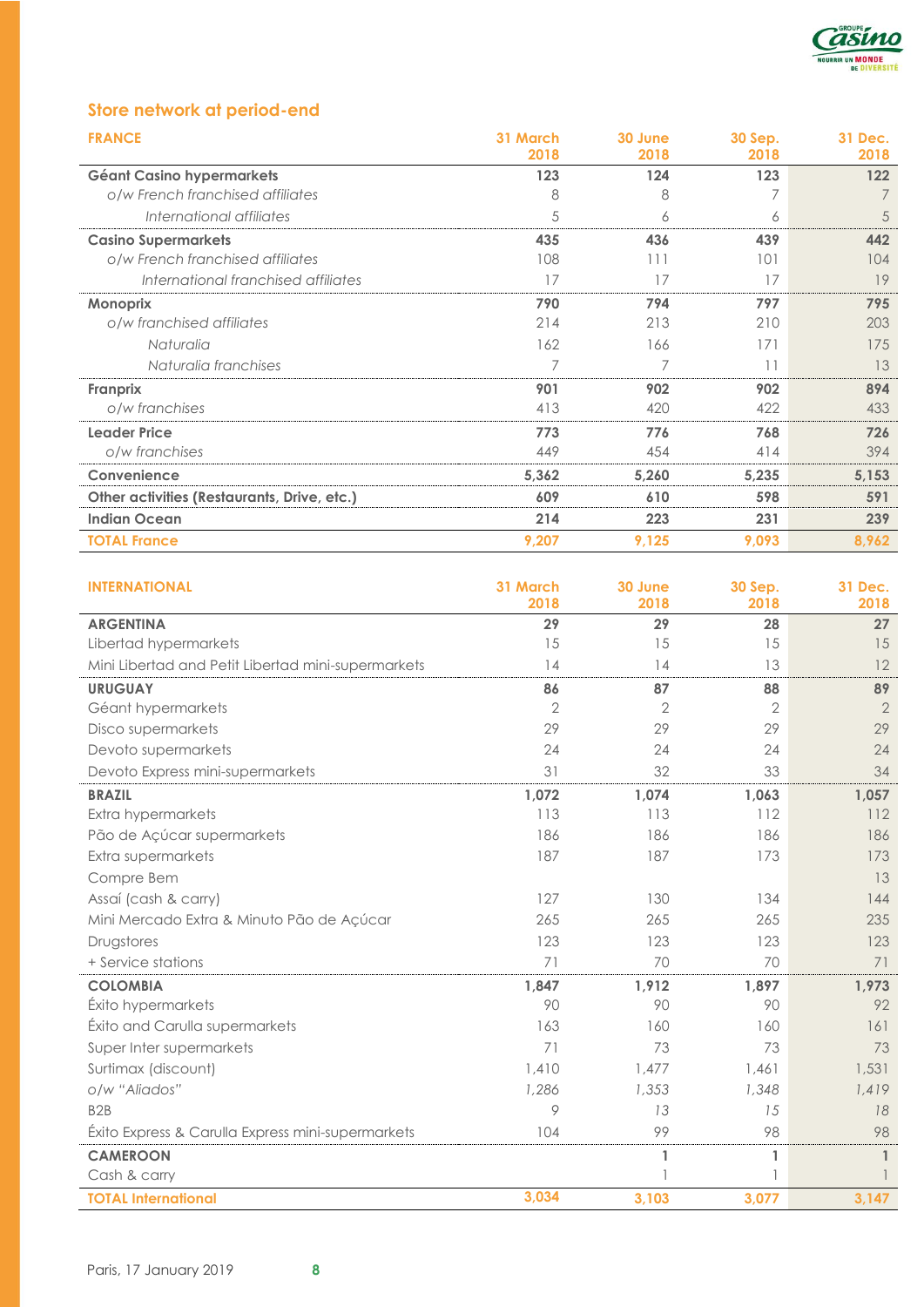## Store network at period-end

| FRANCE | 31 March 2018 | 30 June 2018 | 30 Sep. 2018 | 31 Dec. 2018 |
|---|---|---|---|---|
| **Géant Casino hypermarkets** | **123** | **124** | **123** | **122** |
| *o/w French franchised affiliates* | 8 | 8 | 7 | 7 |
| *International affiliates* | 5 | 6 | 6 | 5 |
| **Casino Supermarkets** | **435** | **436** | **439** | **442** |
| *o/w French franchised affiliates* | 108 | 111 | 101 | 104 |
| *International franchised affiliates* | 17 | 17 | 17 | 19 |
| **Monoprix** | **790** | **794** | **797** | **795** |
| *o/w franchised affiliates* | 214 | 213 | 210 | 203 |
| *Naturalia* | 162 | 166 | 171 | 175 |
| *Naturalia franchises* | 7 | 7 | 11 | 13 |
| **Franprix** | **901** | **902** | **902** | **894** |
| *o/w franchises* | 413 | 420 | 422 | 433 |
| **Leader Price** | **773** | **776** | **768** | **726** |
| *o/w franchises* | 449 | 454 | 414 | 394 |
| **Convenience** | **5,362** | **5,260** | **5,235** | **5,153** |
| **Other activities (Restaurants, Drive, etc.)** | **609** | **610** | **598** | **591** |
| **Indian Ocean** | **214** | **223** | **231** | **239** |
| **TOTAL France** | **9,207** | **9,125** | **9,093** | **8,962** |

| INTERNATIONAL | 31 March 2018 | 30 June 2018 | 30 Sep. 2018 | 31 Dec. 2018 |
|---|---|---|---|---|
| **ARGENTINA** | **29** | **29** | **28** | **27** |
| Libertad hypermarkets | 15 | 15 | 15 | 15 |
| Mini Libertad and Petit Libertad mini-supermarkets | 14 | 14 | 13 | 12 |
| **URUGUAY** | **86** | **87** | **88** | **89** |
| Géant hypermarkets | 2 | 2 | 2 | 2 |
| Disco supermarkets | 29 | 29 | 29 | 29 |
| Devoto supermarkets | 24 | 24 | 24 | 24 |
| Devoto Express mini-supermarkets | 31 | 32 | 33 | 34 |
| **BRAZIL** | **1,072** | **1,074** | **1,063** | **1,057** |
| Extra hypermarkets | 113 | 113 | 112 | 112 |
| Pão de Açúcar supermarkets | 186 | 186 | 186 | 186 |
| Extra supermarkets | 187 | 187 | 173 | 173 |
| Compre Bem | | | | 13 |
| Assaí (cash & carry) | 127 | 130 | 134 | 144 |
| Mini Mercado Extra & Minuto Pão de Açúcar | 265 | 265 | 265 | 235 |
| Drugstores | 123 | 123 | 123 | 123 |
| + Service stations | 71 | 70 | 70 | 71 |
| **COLOMBIA** | **1,847** | **1,912** | **1,897** | **1,973** |
| Éxito hypermarkets | 90 | 90 | 90 | 92 |
| Éxito and Carulla supermarkets | 163 | 160 | 160 | 161 |
| Super Inter supermarkets | 71 | 73 | 73 | 73 |
| Surtimax (discount) | 1,410 | 1,477 | 1,461 | 1,531 |
| *o/w "Aliados"* | *1,286* | *1,353* | *1,348* | *1,419* |
| B2B | 9 | *13* | *15* | *18* |
| Éxito Express & Carulla Express mini-supermarkets | 104 | 99 | 98 | 98 |
| **CAMEROON** | | **1** | **1** | **1** |
| Cash & carry | | 1 | 1 | 1 |
| **TOTAL International** | **3,034** | **3,103** | **3,077** | **3,147** |

Paris, 17 January 2019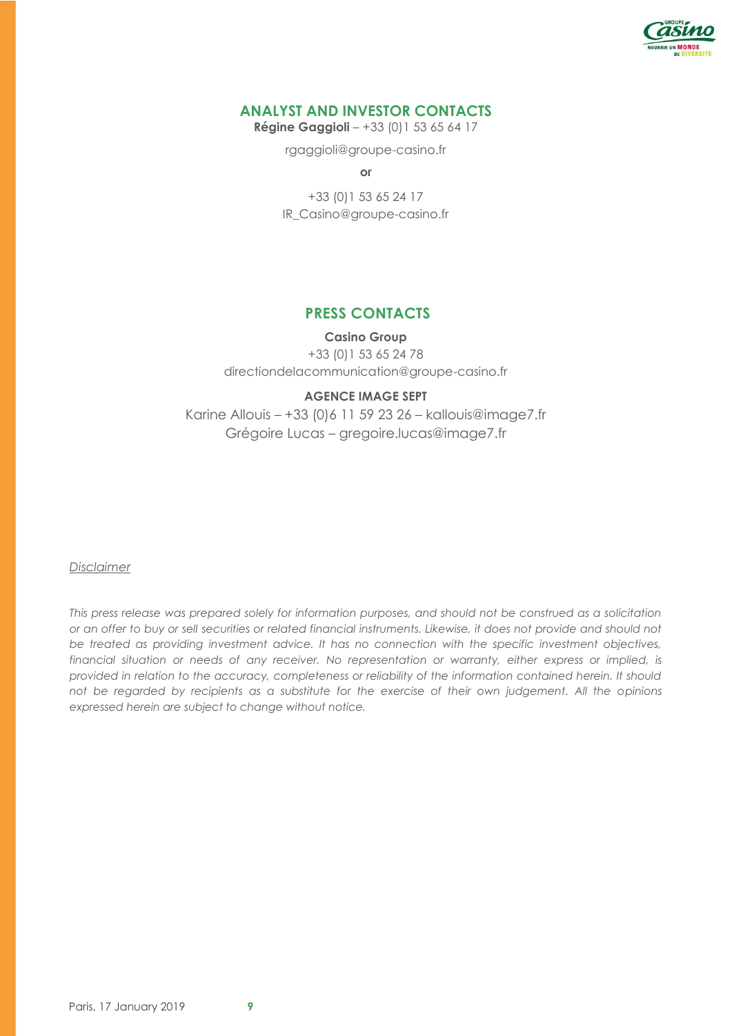## ANALYST AND INVESTOR CONTACTS

**Régine Gaggioli** – +33 (0)1 53 65 64 17

rgaggioli@groupe-casino.fr

**or**

+33 (0)1 53 65 24 17
IR_Casino@groupe-casino.fr

## PRESS CONTACTS

**Casino Group**
+33 (0)1 53 65 24 78
directiondelacommunication@groupe-casino.fr

**AGENCE IMAGE SEPT**
Karine Allouis – +33 (0)6 11 59 23 26 – kallouis@image7.fr
Grégoire Lucas – gregoire.lucas@image7.fr

Disclaimer

*This press release was prepared solely for information purposes, and should not be construed as a solicitation or an offer to buy or sell securities or related financial instruments. Likewise, it does not provide and should not be treated as providing investment advice. It has no connection with the specific investment objectives, financial situation or needs of any receiver. No representation or warranty, either express or implied, is provided in relation to the accuracy, completeness or reliability of the information contained herein. It should not be regarded by recipients as a substitute for the exercise of their own judgement. All the opinions expressed herein are subject to change without notice.*